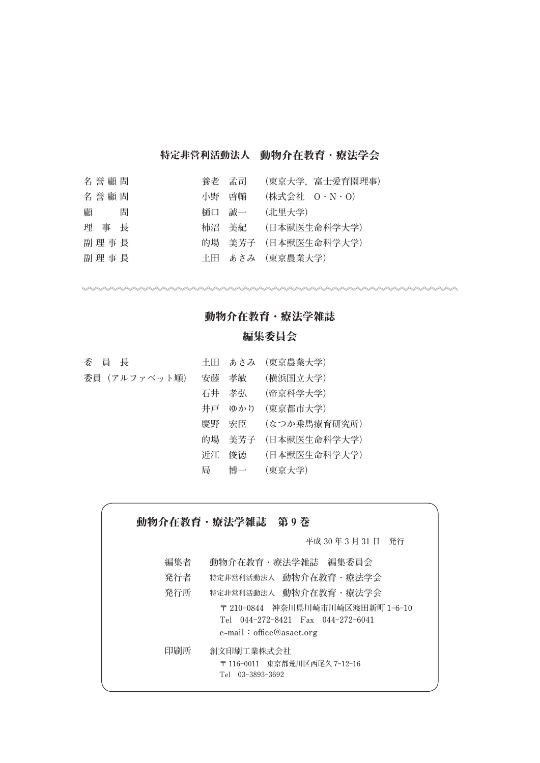## 特定非営利活動法人　動物介在教育・療法学会

| | | |
|---|---|---|
| 名誉顧問 | 養老　孟司 | (東京大学，富士愛育園理事) |
| 名誉顧問 | 小野　啓輔 | (株式会社　O・N・O) |
| 顧　　問 | 樋口　誠一 | (北里大学) |
| 理 事 長 | 柿沼　美紀 | (日本獣医生命科学大学) |
| 副理事長 | 的場　美芳子 | (日本獣医生命科学大学) |
| 副理事長 | 土田　あさみ | (東京農業大学) |

---

## 動物介在教育・療法学雑誌

## 編集委員会

| | | |
|---|---|---|
| 委 員 長 | 土田　あさみ | (東京農業大学) |
| 委員（アルファベット順） | 安藤　孝敏 | (横浜国立大学) |
| | 石井　孝弘 | (帝京科学大学) |
| | 井戸　ゆかり | (東京都市大学) |
| | 慶野　宏臣 | (なつか乗馬療育研究所) |
| | 的場　美芳子 | (日本獣医生命科学大学) |
| | 近江　俊徳 | (日本獣医生命科学大学) |
| | 局　　博一 | (東京大学) |

---

**動物介在教育・療法学雑誌　第 9 巻**

平成 30 年 3 月 31 日　発行

編集者　動物介在教育・療法学雑誌　編集委員会

発行者　特定非営利活動法人　動物介在教育・療法学会

発行所　特定非営利活動法人　動物介在教育・療法学会

〒 210-0844　神奈川県川崎市川崎区渡田新町 1-6-10
Tel　044-272-8421　Fax　044-272-6041
e-mail：office@asaet.org

印刷所　創文印刷工業株式会社

〒 116-0011　東京都荒川区西尾久 7-12-16
Tel　03-3893-3692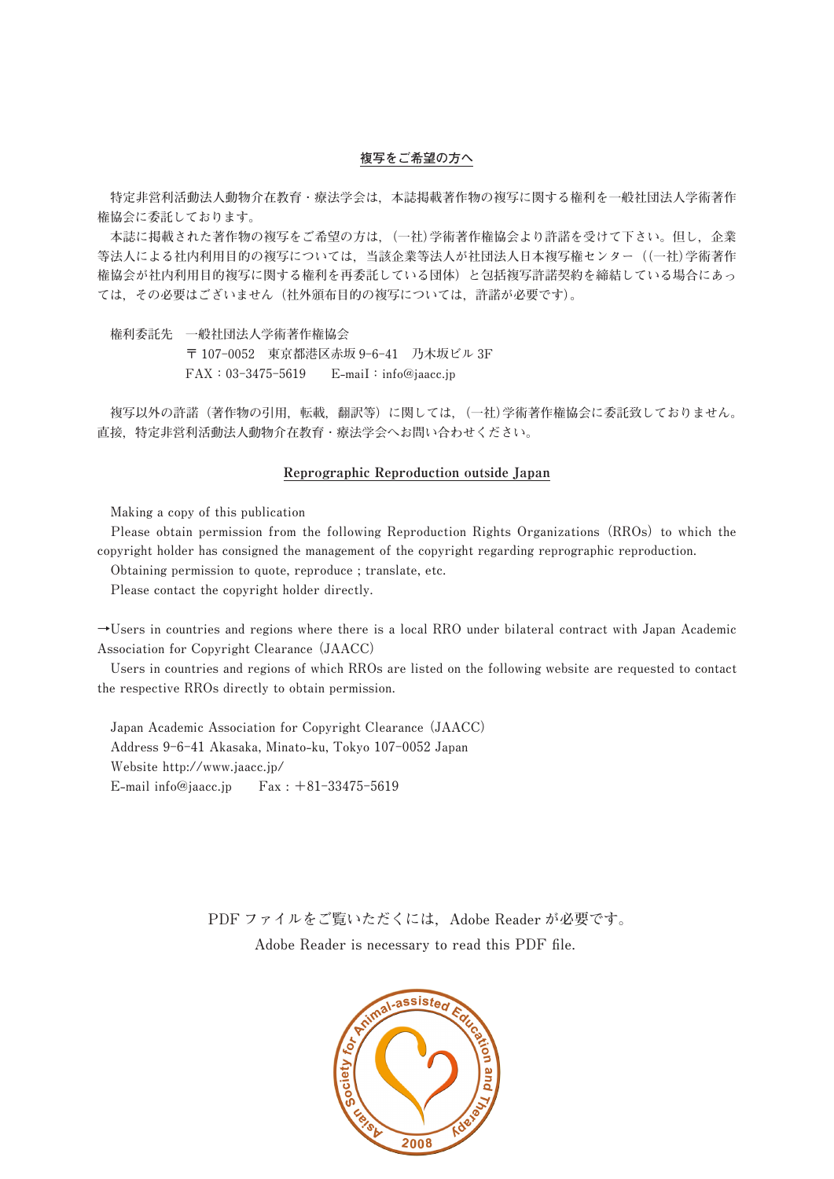## 複写をご希望の方へ

特定非営利活動法人動物介在教育・療法学会は，本誌掲載著作物の複写に関する権利を一般社団法人学術著作権協会に委託しております。

本誌に掲載された著作物の複写をご希望の方は，(一社)学術著作権協会より許諾を受けて下さい。但し，企業等法人による社内利用目的の複写については，当該企業等法人が社団法人日本複写権センター（(一社)学術著作権協会が社内利用目的複写に関する権利を再委託している団体）と包括複写許諾契約を締結している場合にあっては，その必要はございません（社外頒布目的の複写については，許諾が必要です)。

権利委託先　一般社団法人学術著作権協会
〒107-0052　東京都港区赤坂 9-6-41　乃木坂ビル 3F
FAX：03-3475-5619　　E-maiI：info@jaacc.jp

複写以外の許諾（著作物の引用，転載，翻訳等）に関しては，(一社)学術著作権協会に委託致しておりません。直接，特定非営利活動法人動物介在教育・療法学会へお問い合わせください。

## Reprographic Reproduction outside Japan

Making a copy of this publication

Please obtain permission from the following Reproduction Rights Organizations (RROs) to which the copyright holder has consigned the management of the copyright regarding reprographic reproduction.

Obtaining permission to quote, reproduce ; translate, etc.

Please contact the copyright holder directly.

→Users in countries and regions where there is a local RRO under bilateral contract with Japan Academic Association for Copyright Clearance (JAACC)

Users in countries and regions of which RROs are listed on the following website are requested to contact the respective RROs directly to obtain permission.

Japan Academic Association for Copyright Clearance (JAACC)
Address 9-6-41 Akasaka, Minato-ku, Tokyo 107-0052 Japan
Website http://www.jaacc.jp/
E-mail info@jaacc.jp　　Fax：+81-33475-5619

PDF ファイルをご覧いただくには，Adobe Reader が必要です。
Adobe Reader is necessary to read this PDF file.

Asian Society for Animal-assisted Education and Therapy
2008